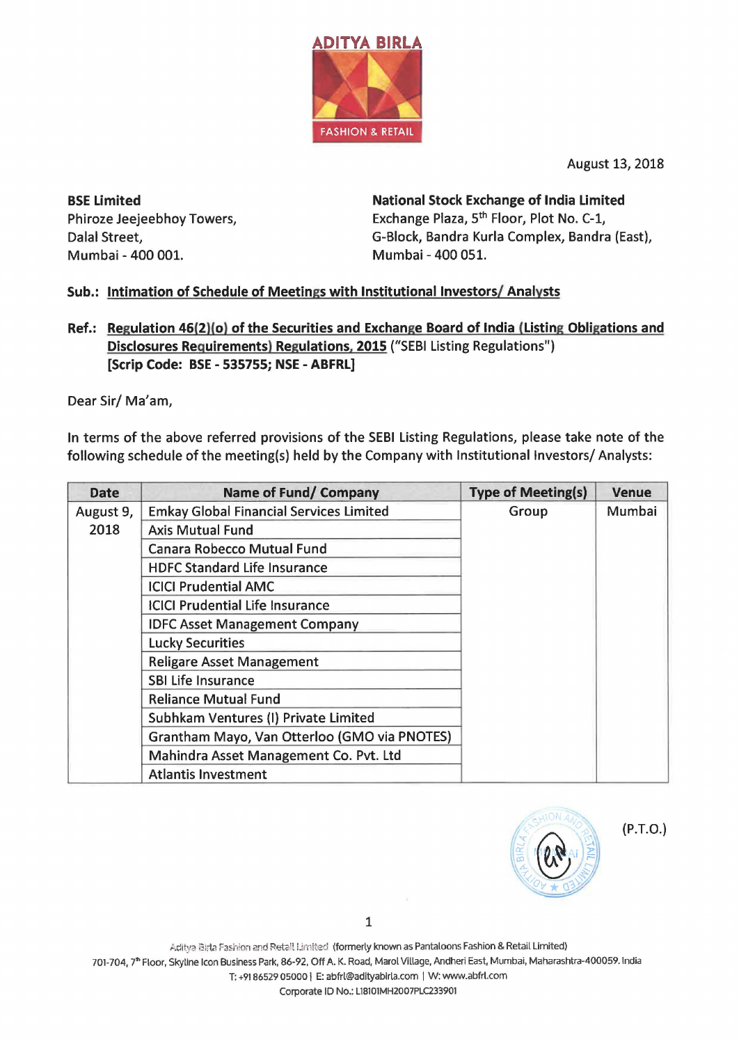ADITYA BIRLA

FASHION & RETAIL

August 13, 2018

**BSE Limited**
Phiroze Jeejeebhoy Towers,
Dalal Street,
Mumbai - 400 001.

**National Stock Exchange of India Limited**
Exchange Plaza, 5th Floor, Plot No. C-1,
G-Block, Bandra Kurla Complex, Bandra (East),
Mumbai - 400 051.

**Sub.: Intimation of Schedule of Meetings with Institutional Investors/ Analysts**

**Ref.: Regulation 46(2)(o) of the Securities and Exchange Board of India (Listing Obligations and Disclosures Requirements) Regulations, 2015** ("SEBI Listing Regulations")
**[Scrip Code: BSE - 535755; NSE - ABFRL]**

Dear Sir/ Ma'am,

In terms of the above referred provisions of the SEBI Listing Regulations, please take note of the following schedule of the meeting(s) held by the Company with Institutional Investors/ Analysts:

| Date | Name of Fund/ Company | Type of Meeting(s) | Venue |
|---|---|---|---|
| August 9, 2018 | Emkay Global Financial Services Limited | Group | Mumbai |
| | Axis Mutual Fund | | |
| | Canara Robecco Mutual Fund | | |
| | HDFC Standard Life Insurance | | |
| | ICICI Prudential AMC | | |
| | ICICI Prudential Life Insurance | | |
| | IDFC Asset Management Company | | |
| | Lucky Securities | | |
| | Religare Asset Management | | |
| | SBI Life Insurance | | |
| | Reliance Mutual Fund | | |
| | Subhkam Ventures (I) Private Limited | | |
| | Grantham Mayo, Van Otterloo (GMO via PNOTES) | | |
| | Mahindra Asset Management Co. Pvt. Ltd | | |
| | Atlantis Investment | | |

(P.T.O.)

Aditya Birla Fashion and Retail Limited (formerly known as Pantaloons Fashion & Retail Limited)
701-704, 7th Floor, Skyline Icon Business Park, 86-92, Off A. K. Road, Marol Village, Andheri East, Mumbai, Maharashtra-400059. India
T: +91 86529 05000 | E: abfrl@adityabirla.com | W: www.abfrl.com
Corporate ID No.: L18101MH2007PLC233901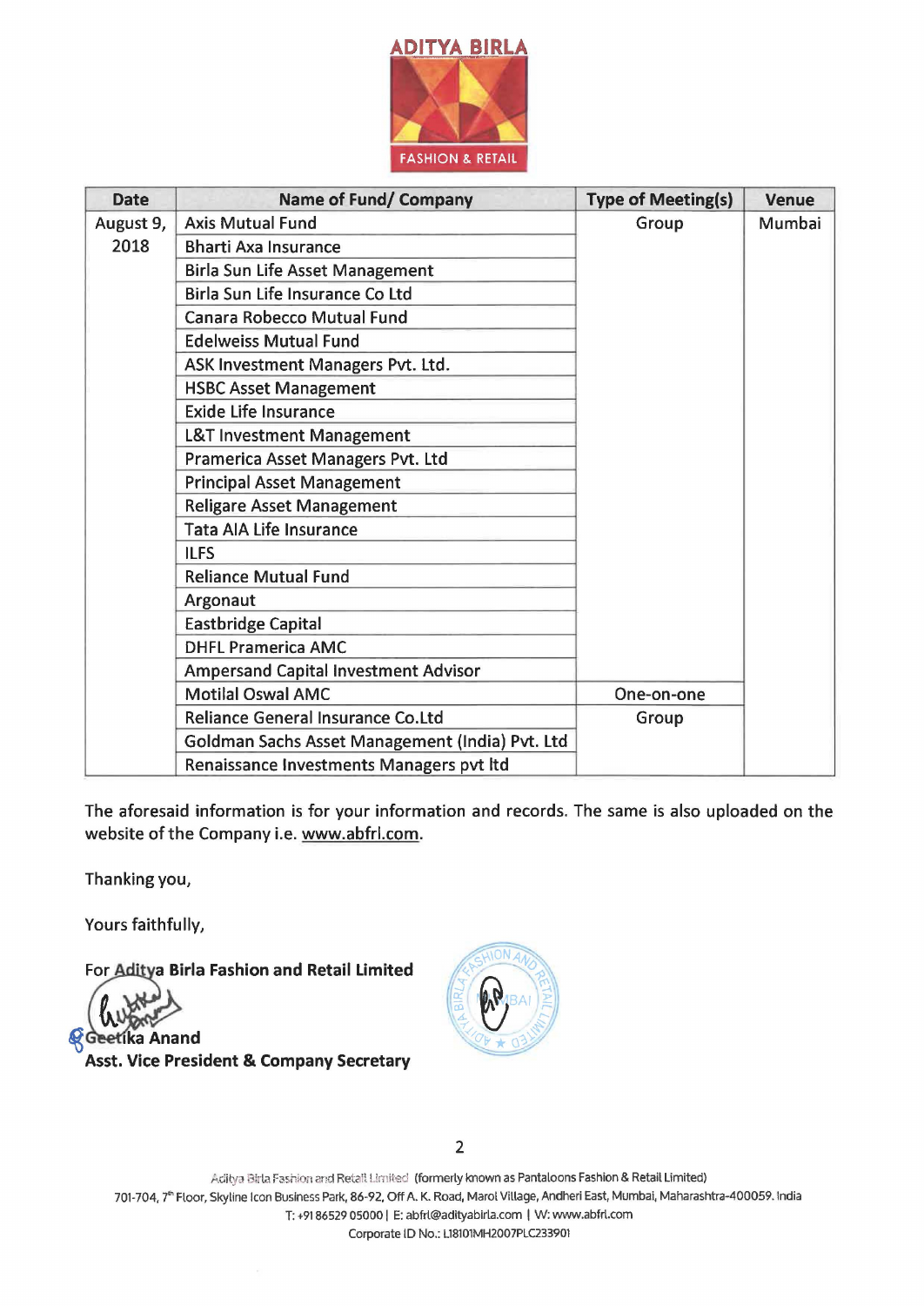| Date | Name of Fund/ Company | Type of Meeting(s) | Venue |
|---|---|---|---|
| August 9, 2018 | Axis Mutual Fund | Group | Mumbai |
| | Bharti Axa Insurance | | |
| | Birla Sun Life Asset Management | | |
| | Birla Sun Life Insurance Co Ltd | | |
| | Canara Robecco Mutual Fund | | |
| | Edelweiss Mutual Fund | | |
| | ASK Investment Managers Pvt. Ltd. | | |
| | HSBC Asset Management | | |
| | Exide Life Insurance | | |
| | L&T Investment Management | | |
| | Pramerica Asset Managers Pvt. Ltd | | |
| | Principal Asset Management | | |
| | Religare Asset Management | | |
| | Tata AIA Life Insurance | | |
| | ILFS | | |
| | Reliance Mutual Fund | | |
| | Argonaut | | |
| | Eastbridge Capital | | |
| | DHFL Pramerica AMC | | |
| | Ampersand Capital Investment Advisor | | |
| | Motilal Oswal AMC | One-on-one | |
| | Reliance General Insurance Co.Ltd | Group | |
| | Goldman Sachs Asset Management (India) Pvt. Ltd | | |
| | Renaissance Investments Managers pvt ltd | | |

The aforesaid information is for your information and records. The same is also uploaded on the website of the Company i.e. www.abfrl.com.

Thanking you,

Yours faithfully,

**For Aditya Birla Fashion and Retail Limited**

**Geetika Anand**
**Asst. Vice President & Company Secretary**

Aditya Birla Fashion and Retail Limited (formerly known as Pantaloons Fashion & Retail Limited)
701-704, 7th Floor, Skyline Icon Business Park, 86-92, Off A. K. Road, Marol Village, Andheri East, Mumbai, Maharashtra-400059. India
T: +91 86529 05000 | E: abfrl@adityabirla.com | W: www.abfrl.com
Corporate ID No.: L18101MH2007PLC233901